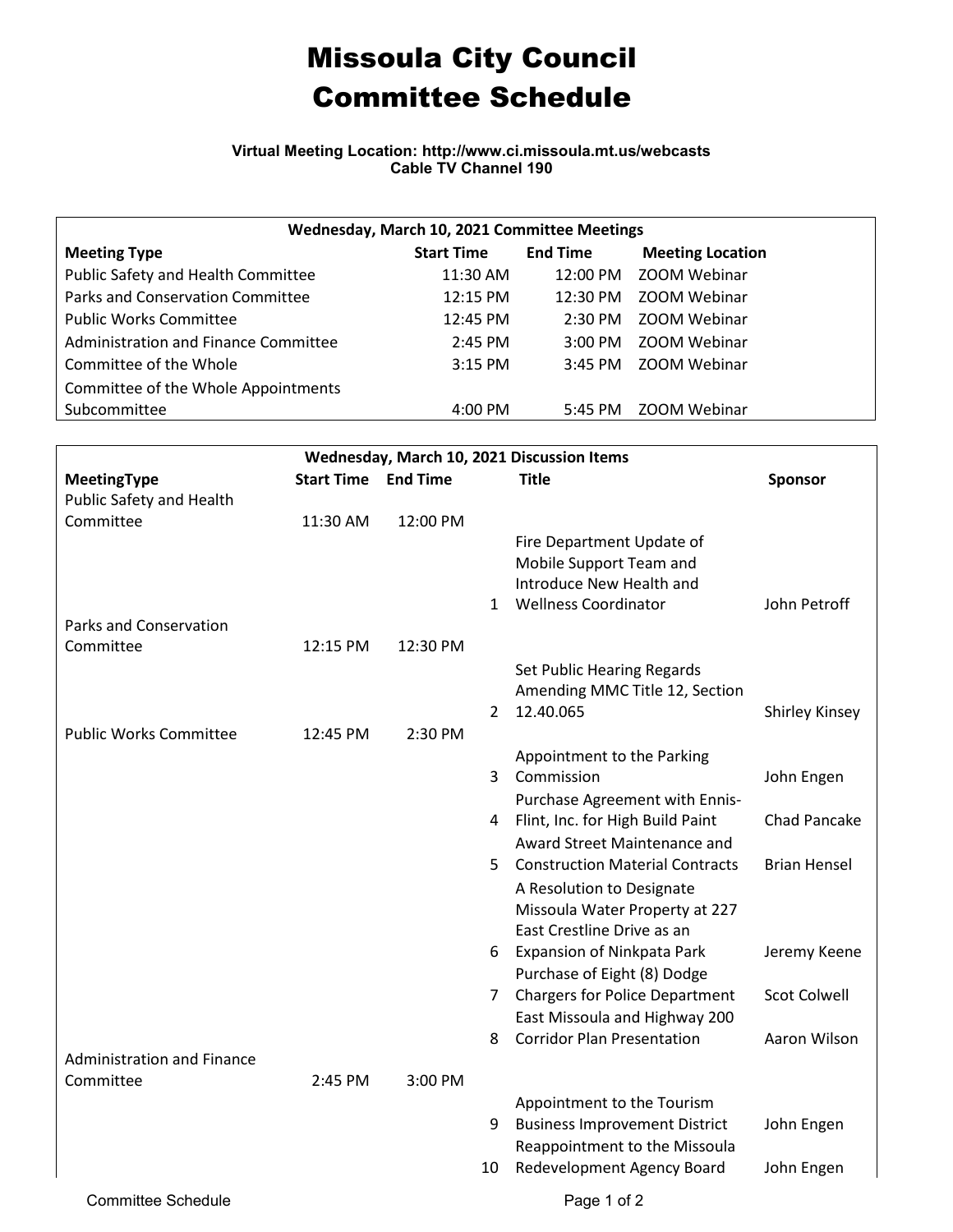# Missoula City Council
# Committee Schedule

**Virtual Meeting Location: http://www.ci.missoula.mt.us/webcasts**
**Cable TV Channel 190**

| Wednesday, March 10, 2021 Committee Meetings | | | |
|---|---|---|---|
| **Meeting Type** | **Start Time** | **End Time** | **Meeting Location** |
| Public Safety and Health Committee | 11:30 AM | 12:00 PM | ZOOM Webinar |
| Parks and Conservation Committee | 12:15 PM | 12:30 PM | ZOOM Webinar |
| Public Works Committee | 12:45 PM | 2:30 PM | ZOOM Webinar |
| Administration and Finance Committee | 2:45 PM | 3:00 PM | ZOOM Webinar |
| Committee of the Whole | 3:15 PM | 3:45 PM | ZOOM Webinar |
| Committee of the Whole Appointments Subcommittee | 4:00 PM | 5:45 PM | ZOOM Webinar |

| Wednesday, March 10, 2021 Discussion Items | | | | | |
|---|---|---|---|---|---|
| **MeetingType** | **Start Time** | **End Time** | | **Title** | **Sponsor** |
| Public Safety and Health Committee | 11:30 AM | 12:00 PM | | | |
| | | | 1 | Fire Department Update of Mobile Support Team and Introduce New Health and Wellness Coordinator | John Petroff |
| Parks and Conservation Committee | 12:15 PM | 12:30 PM | | | |
| | | | 2 | Set Public Hearing Regards Amending MMC Title 12, Section 12.40.065 | Shirley Kinsey |
| Public Works Committee | 12:45 PM | 2:30 PM | | | |
| | | | 3 | Appointment to the Parking Commission | John Engen |
| | | | 4 | Purchase Agreement with Ennis-Flint, Inc. for High Build Paint | Chad Pancake |
| | | | 5 | Award Street Maintenance and Construction Material Contracts | Brian Hensel |
| | | | 6 | A Resolution to Designate Missoula Water Property at 227 East Crestline Drive as an Expansion of Ninkpata Park | Jeremy Keene |
| | | | 7 | Purchase of Eight (8) Dodge Chargers for Police Department | Scot Colwell |
| | | | 8 | East Missoula and Highway 200 Corridor Plan Presentation | Aaron Wilson |
| Administration and Finance Committee | 2:45 PM | 3:00 PM | | | |
| | | | 9 | Appointment to the Tourism Business Improvement District | John Engen |
| | | | 10 | Reappointment to the Missoula Redevelopment Agency Board | John Engen |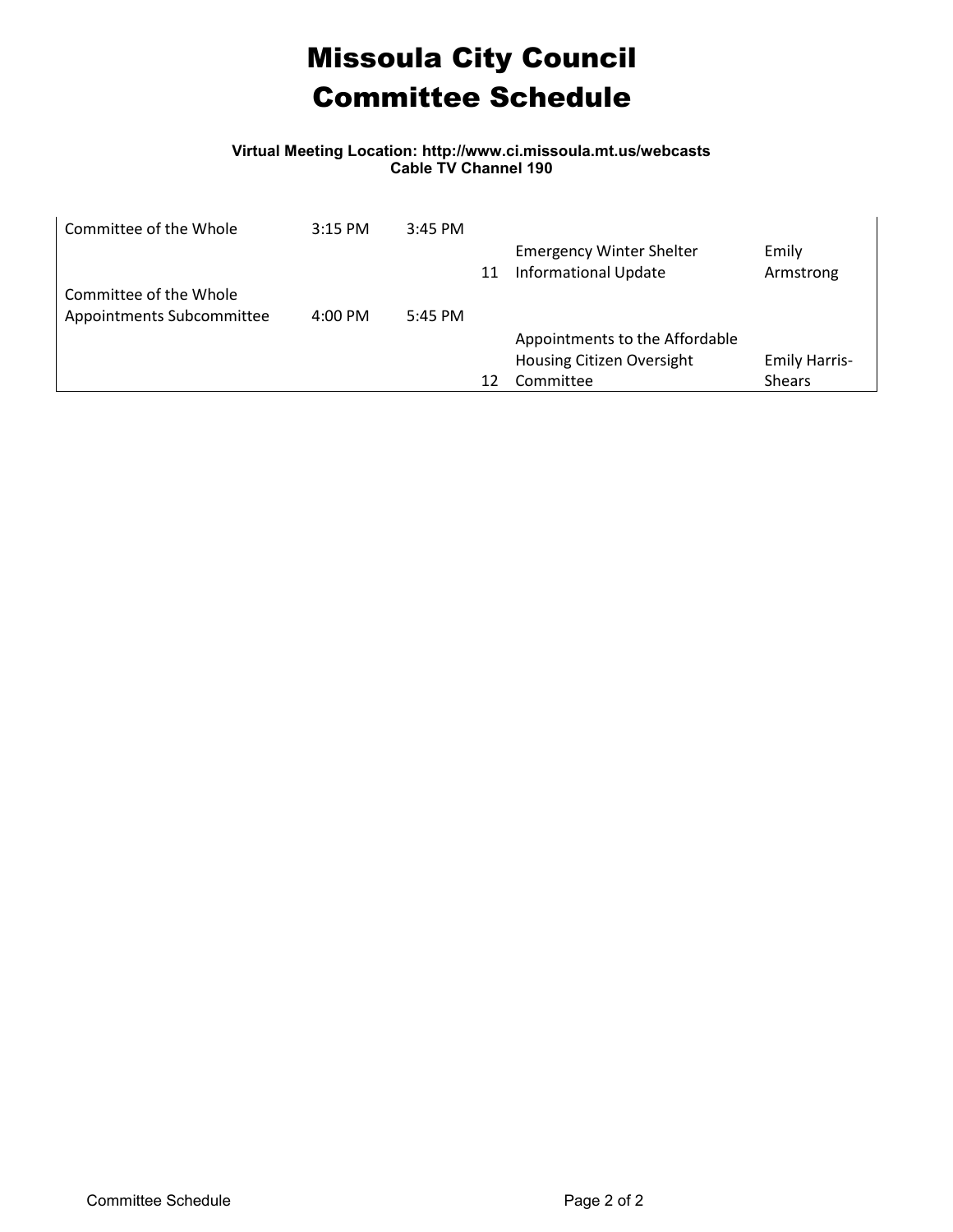# Missoula City Council
# Committee Schedule

**Virtual Meeting Location: http://www.ci.missoula.mt.us/webcasts**
**Cable TV Channel 190**

| | | | | | |
|---|---|---|---|---|---|
| Committee of the Whole | 3:15 PM | 3:45 PM | | | |
| | | | 11 | Emergency Winter Shelter Informational Update | Emily Armstrong |
| Committee of the Whole Appointments Subcommittee | 4:00 PM | 5:45 PM | | | |
| | | | 12 | Appointments to the Affordable Housing Citizen Oversight Committee | Emily Harris-Shears |